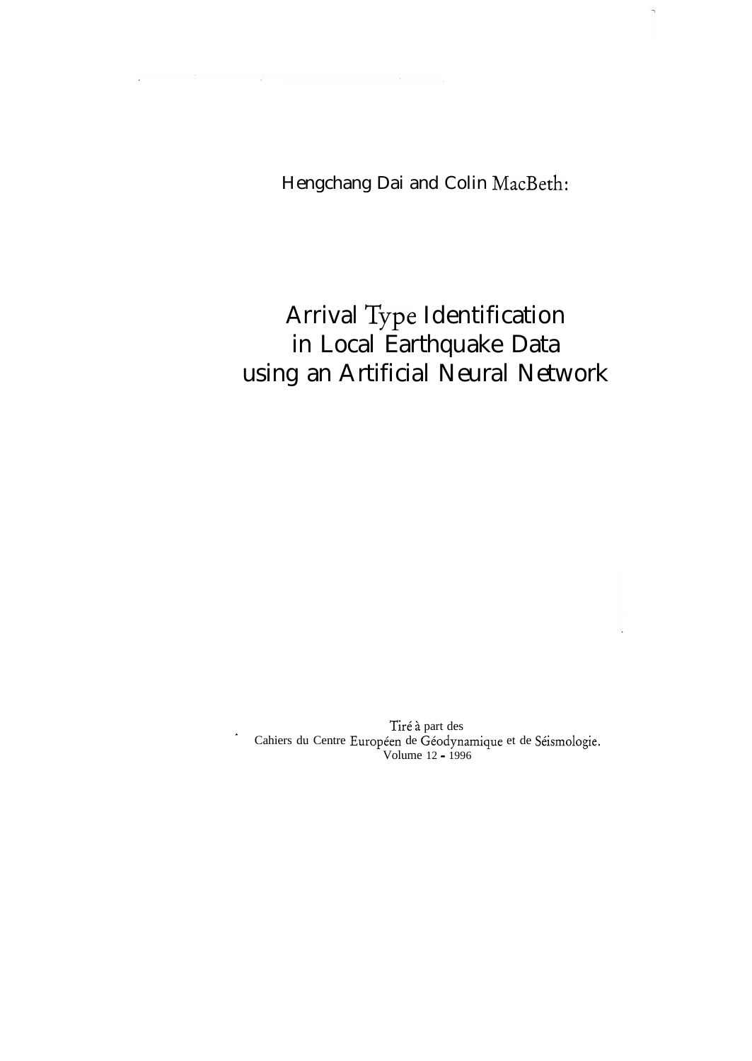Hengchang Dai and Colin MacBeth:

# Arrival Type Identification in Local Earthquake Data using an Artificial Neural Network

Tiré à part des
Cahiers du Centre Européen de Géodynamique et de Séismologie.
Volume 12 - 1996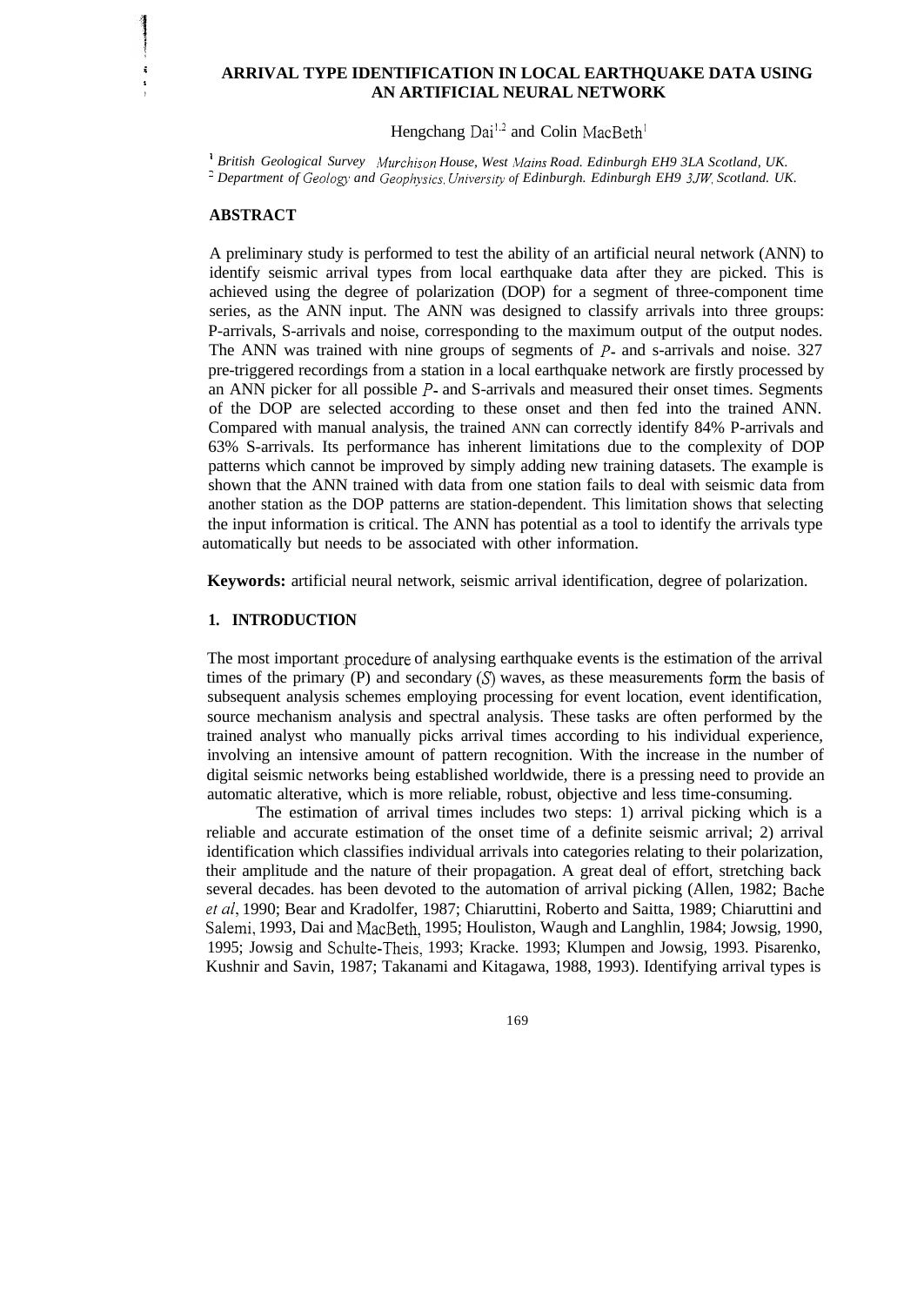# ARRIVAL TYPE IDENTIFICATION IN LOCAL EARTHQUAKE DATA USING AN ARTIFICIAL NEURAL NETWORK

Hengchang Dai[1,2] and Colin MacBeth[1]

[1] *British Geological Survey Murchison House, West Mains Road. Edinburgh EH9 3LA Scotland, UK.*
[2] *Department of Geology and Geophysics, University of Edinburgh. Edinburgh EH9 3JW, Scotland. UK.*

## ABSTRACT

A preliminary study is performed to test the ability of an artificial neural network (ANN) to identify seismic arrival types from local earthquake data after they are picked. This is achieved using the degree of polarization (DOP) for a segment of three-component time series, as the ANN input. The ANN was designed to classify arrivals into three groups: P-arrivals, S-arrivals and noise, corresponding to the maximum output of the output nodes. The ANN was trained with nine groups of segments of *P*- and s-arrivals and noise. 327 pre-triggered recordings from a station in a local earthquake network are firstly processed by an ANN picker for all possible *P*- and S-arrivals and measured their onset times. Segments of the DOP are selected according to these onset and then fed into the trained ANN. Compared with manual analysis, the trained ANN can correctly identify 84% P-arrivals and 63% S-arrivals. Its performance has inherent limitations due to the complexity of DOP patterns which cannot be improved by simply adding new training datasets. The example is shown that the ANN trained with data from one station fails to deal with seismic data from another station as the DOP patterns are station-dependent. This limitation shows that selecting the input information is critical. The ANN has potential as a tool to identify the arrivals type automatically but needs to be associated with other information.

**Keywords:** artificial neural network, seismic arrival identification, degree of polarization.

## 1. INTRODUCTION

The most important procedure of analysing earthquake events is the estimation of the arrival times of the primary (P) and secondary (*S*) waves, as these measurements form the basis of subsequent analysis schemes employing processing for event location, event identification, source mechanism analysis and spectral analysis. These tasks are often performed by the trained analyst who manually picks arrival times according to his individual experience, involving an intensive amount of pattern recognition. With the increase in the number of digital seismic networks being established worldwide, there is a pressing need to provide an automatic alterative, which is more reliable, robust, objective and less time-consuming.

The estimation of arrival times includes two steps: 1) arrival picking which is a reliable and accurate estimation of the onset time of a definite seismic arrival; 2) arrival identification which classifies individual arrivals into categories relating to their polarization, their amplitude and the nature of their propagation. A great deal of effort, stretching back several decades. has been devoted to the automation of arrival picking (Allen, 1982; Bache *et al*, 1990; Bear and Kradolfer, 1987; Chiaruttini, Roberto and Saitta, 1989; Chiaruttini and Salemi, 1993, Dai and MacBeth, 1995; Houliston, Waugh and Langhlin, 1984; Jowsig, 1990, 1995; Jowsig and Schulte-Theis, 1993; Kracke. 1993; Klumpen and Jowsig, 1993. Pisarenko, Kushnir and Savin, 1987; Takanami and Kitagawa, 1988, 1993). Identifying arrival types is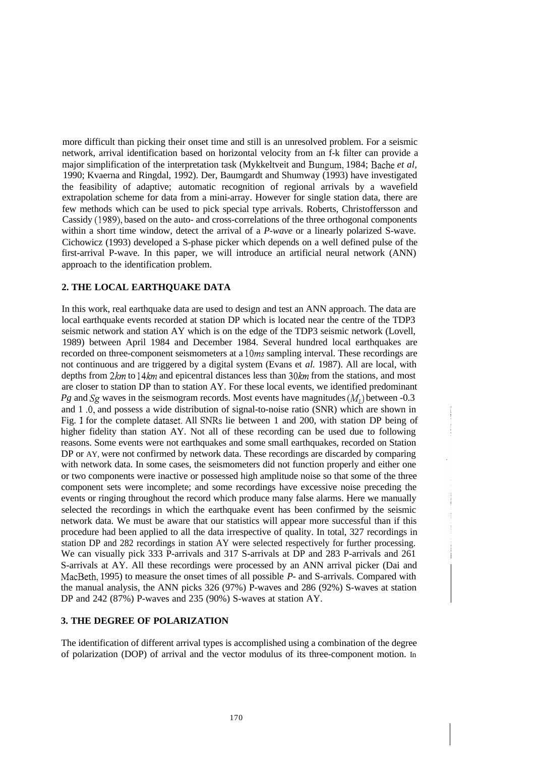more difficult than picking their onset time and still is an unresolved problem. For a seismic network, arrival identification based on horizontal velocity from an f-k filter can provide a major simplification of the interpretation task (Mykkeltveit and Bungum, 1984; Bache *et al*, 1990; Kvaerna and Ringdal, 1992). Der, Baumgardt and Shumway (1993) have investigated the feasibility of adaptive; automatic recognition of regional arrivals by a wavefield extrapolation scheme for data from a mini-array. However for single station data, there are few methods which can be used to pick special type arrivals. Roberts, Christoffersson and Cassidy (1989), based on the auto- and cross-correlations of the three orthogonal components within a short time window, detect the arrival of a *P-wave* or a linearly polarized S-wave. Cichowicz (1993) developed a S-phase picker which depends on a well defined pulse of the first-arrival P-wave. In this paper, we will introduce an artificial neural network (ANN) approach to the identification problem.

## 2. THE LOCAL EARTHQUAKE DATA

In this work, real earthquake data are used to design and test an ANN approach. The data are local earthquake events recorded at station DP which is located near the centre of the TDP3 seismic network and station AY which is on the edge of the TDP3 seismic network (Lovell, 1989) between April 1984 and December 1984. Several hundred local earthquakes are recorded on three-component seismometers at a $10ms$ sampling interval. These recordings are not continuous and are triggered by a digital system (Evans et *al.* 1987). All are local, with depths from $2km$ to $14km$ and epicentral distances less than $30km$ from the stations, and most are closer to station DP than to station AY. For these local events, we identified predominant *Pg* and $Sg$ waves in the seismogram records. Most events have magnitudes $(M_l)$ between -0.3 and 1 .0, and possess a wide distribution of signal-to-noise ratio (SNR) which are shown in Fig. 1 for the complete dataset. All SNRs lie between 1 and 200, with station DP being of higher fidelity than station AY. Not all of these recording can be used due to following reasons. Some events were not earthquakes and some small earthquakes, recorded on Station DP or AY, were not confirmed by network data. These recordings are discarded by comparing with network data. In some cases, the seismometers did not function properly and either one or two components were inactive or possessed high amplitude noise so that some of the three component sets were incomplete; and some recordings have excessive noise preceding the events or ringing throughout the record which produce many false alarms. Here we manually selected the recordings in which the earthquake event has been confirmed by the seismic network data. We must be aware that our statistics will appear more successful than if this procedure had been applied to all the data irrespective of quality. In total, 327 recordings in station DP and 282 recordings in station AY were selected respectively for further processing. We can visually pick 333 P-arrivals and 317 S-arrivals at DP and 283 P-arrivals and 261 S-arrivals at AY. All these recordings were processed by an ANN arrival picker (Dai and MacBeth, 1995) to measure the onset times of all possible *P*- and S-arrivals. Compared with the manual analysis, the ANN picks 326 (97%) P-waves and 286 (92%) S-waves at station DP and 242 (87%) P-waves and 235 (90%) S-waves at station AY.

## 3. THE DEGREE OF POLARIZATION

The identification of different arrival types is accomplished using a combination of the degree of polarization (DOP) of arrival and the vector modulus of its three-component motion. In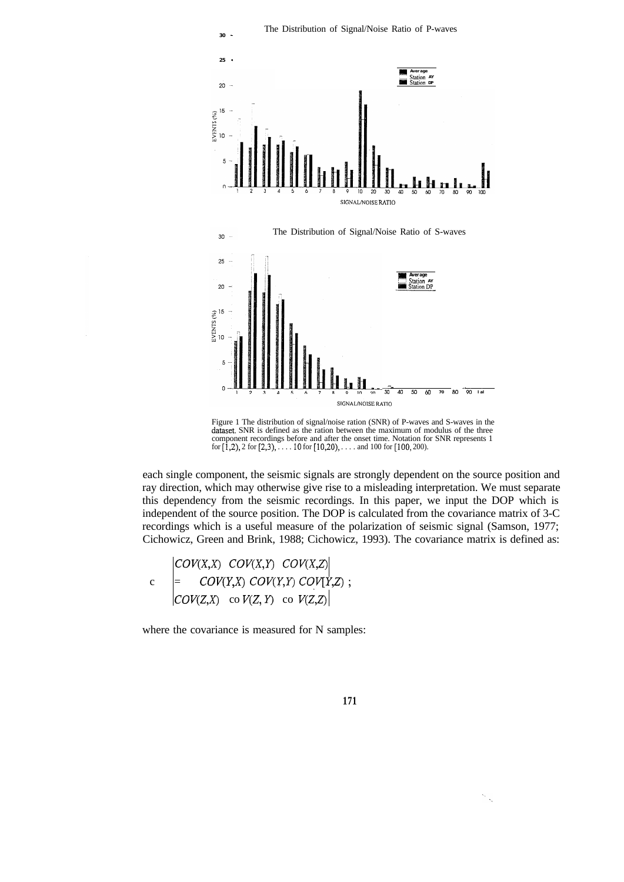Figure 1 The distribution of signal/noise ration (SNR) of P-waves and S-waves in the dataset. SNR is defined as the ration between the maximum of modulus of the three component recordings before and after the onset time. Notation for SNR represents 1 for [1,2), 2 for [2,3), . . . . 10 for [10,20), . . . . and 100 for [100, 200).

each single component, the seismic signals are strongly dependent on the source position and ray direction, which may otherwise give rise to a misleading interpretation. We must separate this dependency from the seismic recordings. In this paper, we input the DOP which is independent of the source position. The DOP is calculated from the covariance matrix of 3-C recordings which is a useful measure of the polarization of seismic signal (Samson, 1977; Cichowicz, Green and Brink, 1988; Cichowicz, 1993). The covariance matrix is defined as:

$$C = \begin{vmatrix} COV(X,X) & COV(X,Y) & COV(X,Z) \\ COV(Y,X) & COV(Y,Y) & COV(Y,Z) \\ COV(Z,X) & COV(Z,Y) & COV(Z,Z) \end{vmatrix} ;$$

where the covariance is measured for N samples: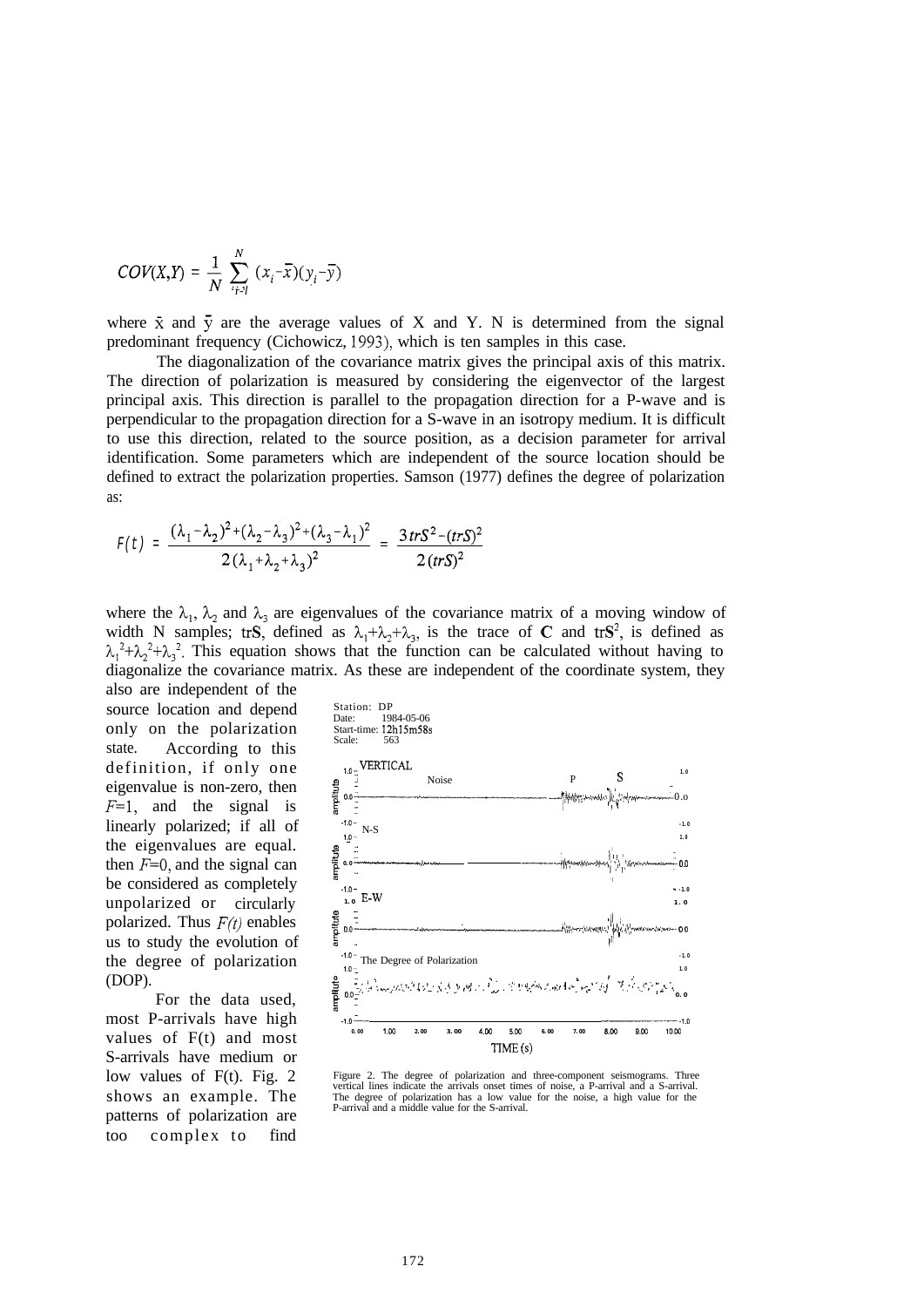$$COV(X,Y) = \frac{1}{N} \sum_{i=1}^{N} (x_i - \bar{x})(y_i - \bar{y})$$

where $\bar{x}$ and $\bar{y}$ are the average values of X and Y. N is determined from the signal predominant frequency (Cichowicz, 1993), which is ten samples in this case.

The diagonalization of the covariance matrix gives the principal axis of this matrix. The direction of polarization is measured by considering the eigenvector of the largest principal axis. This direction is parallel to the propagation direction for a P-wave and is perpendicular to the propagation direction for a S-wave in an isotropy medium. It is difficult to use this direction, related to the source position, as a decision parameter for arrival identification. Some parameters which are independent of the source location should be defined to extract the polarization properties. Samson (1977) defines the degree of polarization as:

$$F(t) = \frac{(\lambda_1 - \lambda_2)^2 + (\lambda_2 - \lambda_3)^2 + (\lambda_3 - \lambda_1)^2}{2(\lambda_1 + \lambda_2 + \lambda_3)^2} = \frac{3\,trS^2 - (trS)^2}{2\,(trS)^2}$$

where the $\lambda_1$, $\lambda_2$ and $\lambda_3$ are eigenvalues of the covariance matrix of a moving window of width N samples; tr**S**, defined as $\lambda_1+\lambda_2+\lambda_3$, is the trace of **C** and tr$\mathbf{S}^2$, is defined as $\lambda_1^2+\lambda_2^2+\lambda_3^2$. This equation shows that the function can be calculated without having to diagonalize the covariance matrix. As these are independent of the coordinate system, they also are independent of the source location and depend only on the polarization state. According to this definition, if only one eigenvalue is non-zero, then $F$=1, and the signal is linearly polarized; if all of the eigenvalues are equal. then $F$=0, and the signal can be considered as completely unpolarized or circularly polarized. Thus $F(t)$ enables us to study the evolution of the degree of polarization (DOP).

For the data used, most P-arrivals have high values of F(t) and most S-arrivals have medium or low values of F(t). Fig. 2 shows an example. The patterns of polarization are too complex to find

Figure 2. The degree of polarization and three-component seismograms. Three vertical lines indicate the arrivals onset times of noise, a P-arrival and a S-arrival. The degree of polarization has a low value for the noise, a high value for the P-arrival and a middle value for the S-arrival.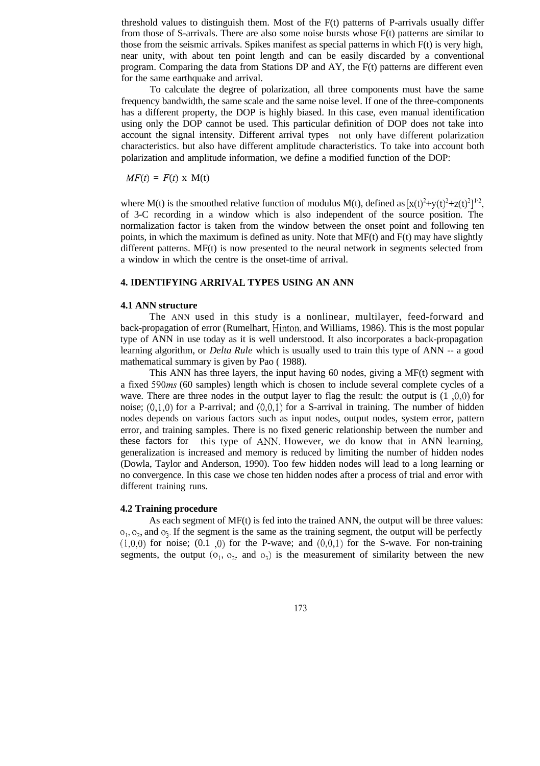threshold values to distinguish them. Most of the F(t) patterns of P-arrivals usually differ from those of S-arrivals. There are also some noise bursts whose F(t) patterns are similar to those from the seismic arrivals. Spikes manifest as special patterns in which F(t) is very high, near unity, with about ten point length and can be easily discarded by a conventional program. Comparing the data from Stations DP and AY, the F(t) patterns are different even for the same earthquake and arrival.

To calculate the degree of polarization, all three components must have the same frequency bandwidth, the same scale and the same noise level. If one of the three-components has a different property, the DOP is highly biased. In this case, even manual identification using only the DOP cannot be used. This particular definition of DOP does not take into account the signal intensity. Different arrival types not only have different polarization characteristics. but also have different amplitude characteristics. To take into account both polarization and amplitude information, we define a modified function of the DOP:

$$MF(t) = F(t) \times M(t)$$

where M(t) is the smoothed relative function of modulus M(t), defined as $[x(t)^2+y(t)^2+z(t)^2]^{1/2}$, of 3-C recording in a window which is also independent of the source position. The normalization factor is taken from the window between the onset point and following ten points, in which the maximum is defined as unity. Note that MF(t) and F(t) may have slightly different patterns. MF(t) is now presented to the neural network in segments selected from a window in which the centre is the onset-time of arrival.

## 4. IDENTIFYING ARRIVAL TYPES USING AN ANN

### 4.1 ANN structure

The ANN used in this study is a nonlinear, multilayer, feed-forward and back-propagation of error (Rumelhart, Hinton, and Williams, 1986). This is the most popular type of ANN in use today as it is well understood. It also incorporates a back-propagation learning algorithm, or *Delta Rule* which is usually used to train this type of ANN -- a good mathematical summary is given by Pao ( 1988).

This ANN has three layers, the input having 60 nodes, giving a MF(t) segment with a fixed 590*ms* (60 samples) length which is chosen to include several complete cycles of a wave. There are three nodes in the output layer to flag the result: the output is (1 ,0,0) for noise; (0,1,0) for a P-arrival; and (0,0,1) for a S-arrival in training. The number of hidden nodes depends on various factors such as input nodes, output nodes, system error, pattern error, and training samples. There is no fixed generic relationship between the number and these factors for this type of ANN. However, we do know that in ANN learning, generalization is increased and memory is reduced by limiting the number of hidden nodes (Dowla, Taylor and Anderson, 1990). Too few hidden nodes will lead to a long learning or no convergence. In this case we chose ten hidden nodes after a process of trial and error with different training runs.

### 4.2 Training procedure

As each segment of MF(t) is fed into the trained ANN, the output will be three values: $o_1$, $o_2$, and $o_3$. If the segment is the same as the training segment, the output will be perfectly (1,0,0) for noise; (0.1 ,0) for the P-wave; and (0,0,1) for the S-wave. For non-training segments, the output ($o_1$, $o_2$, and $o_3$) is the measurement of similarity between the new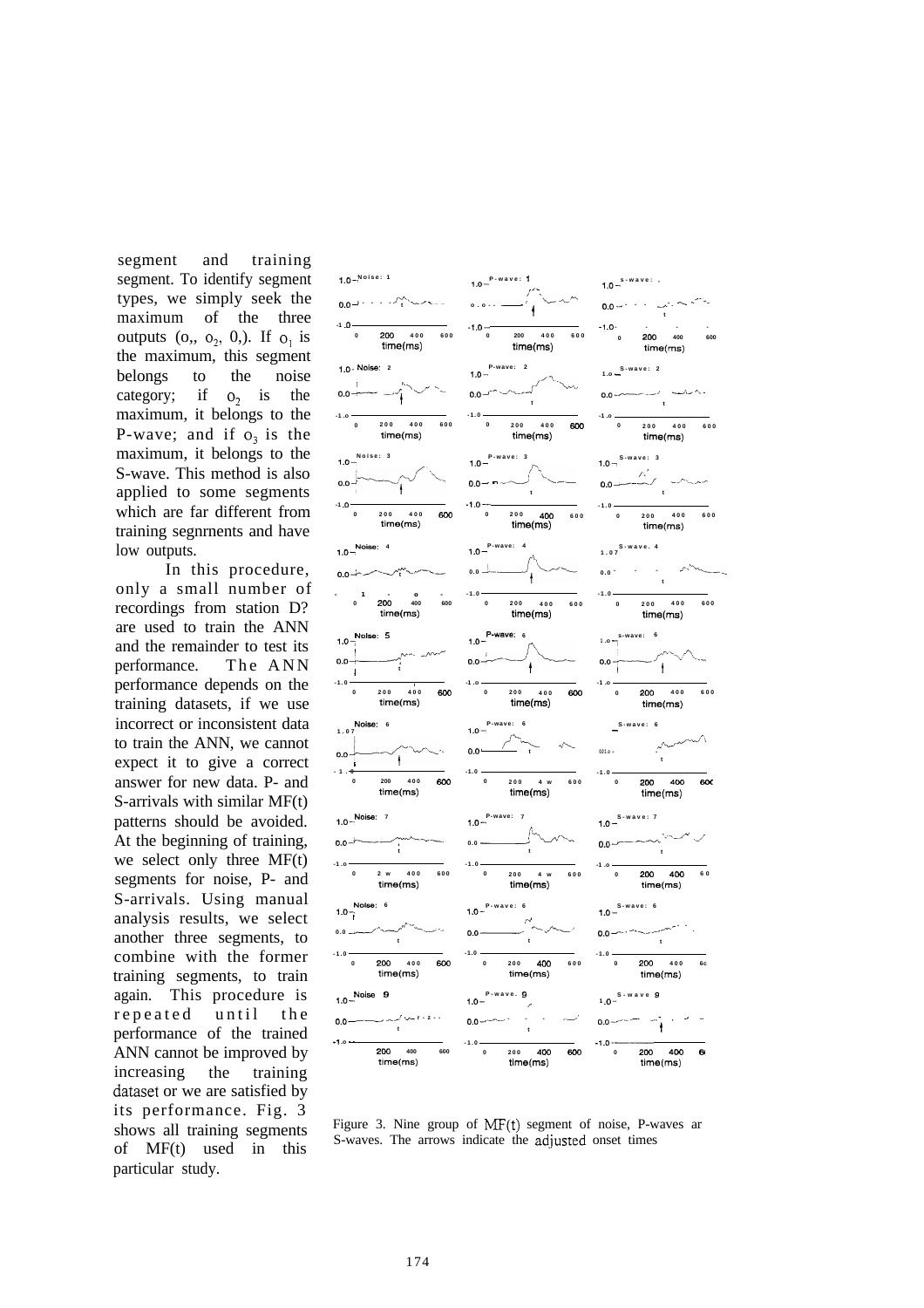segment and training segment. To identify segment types, we simply seek the maximum of the three outputs ($o_1$, $o_2$, $o_3$). If $o_1$ is the maximum, this segment belongs to the noise category; if $o_2$ is the maximum, it belongs to the P-wave; and if $o_3$ is the maximum, it belongs to the S-wave. This method is also applied to some segments which are far different from training segnrnents and have low outputs.

In this procedure, only a small number of recordings from station D? are used to train the ANN and the remainder to test its performance. The ANN performance depends on the training datasets, if we use incorrect or inconsistent data to train the ANN, we cannot expect it to give a correct answer for new data. P- and S-arrivals with similar MF(t) patterns should be avoided. At the beginning of training, we select only three MF(t) segments for noise, P- and S-arrivals. Using manual analysis results, we select another three segments, to combine with the former training segments, to train again. This procedure is repeated until the performance of the trained ANN cannot be improved by increasing the training dataset or we are satisfied by its performance. Fig. 3 shows all training segments of MF(t) used in this particular study.

Figure 3. Nine group of MF(t) segment of noise, P-waves ar S-waves. The arrows indicate the adjusted onset times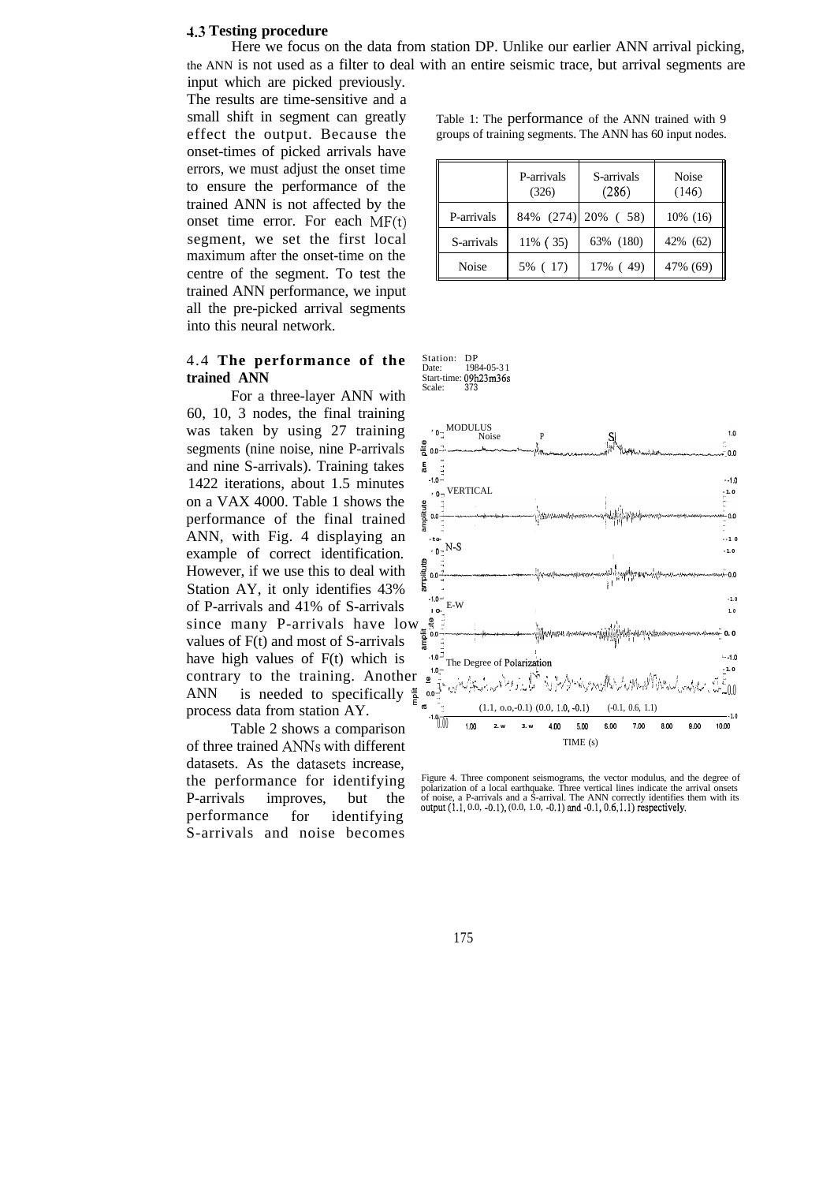## 4.3 Testing procedure

Here we focus on the data from station DP. Unlike our earlier ANN arrival picking, the ANN is not used as a filter to deal with an entire seismic trace, but arrival segments are input which are picked previously. The results are time-sensitive and a small shift in segment can greatly effect the output. Because the onset-times of picked arrivals have errors, we must adjust the onset time to ensure the performance of the trained ANN is not affected by the onset time error. For each $MF(t)$ segment, we set the first local maximum after the onset-time on the centre of the segment. To test the trained ANN performance, we input all the pre-picked arrival segments into this neural network.

## 4.4 The performance of the trained ANN

For a three-layer ANN with 60, 10, 3 nodes, the final training was taken by using 27 training segments (nine noise, nine P-arrivals and nine S-arrivals). Training takes 1422 iterations, about 1.5 minutes on a VAX 4000. Table 1 shows the performance of the final trained ANN, with Fig. 4 displaying an example of correct identification. However, if we use this to deal with Station AY, it only identifies 43% of P-arrivals and 41% of S-arrivals since many P-arrivals have low values of F(t) and most of S-arrivals have high values of F(t) which is contrary to the training. Another ANN is needed to specifically process data from station AY.

Table 2 shows a comparison of three trained ANNs with different datasets. As the datasets increase, the performance for identifying P-arrivals improves, but the performance for identifying S-arrivals and noise becomes

Table 1: The performance of the ANN trained with 9 groups of training segments. The ANN has 60 input nodes.

| | P-arrivals (326) | S-arrivals (286) | Noise (146) |
|---|---|---|---|
| P-arrivals | 84% (274) | 20% ( 58) | 10% (16) |
| S-arrivals | 11% ( 35) | 63% (180) | 42% (62) |
| Noise | 5% ( 17) | 17% ( 49) | 47% (69) |

Figure 4. Three component seismograms, the vector modulus, and the degree of polarization of a local earthquake. Three vertical lines indicate the arrival onsets of noise, a P-arrivals and a S-arrival. The ANN correctly identifies them with its output (1.1, 0.0, -0.1), (0.0, 1.0, -0.1) and -0.1, 0.6, 1.1) respectively.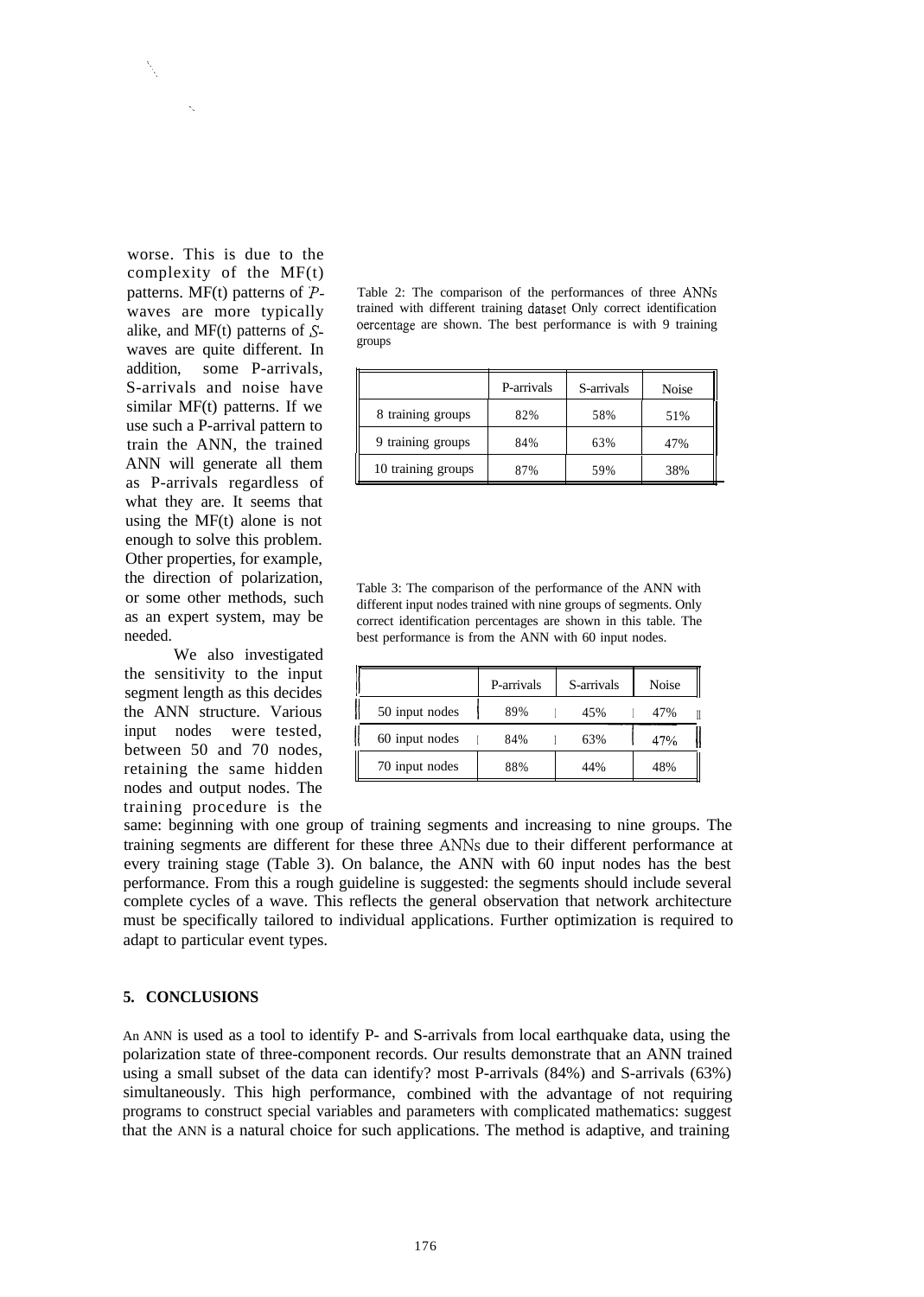worse. This is due to the complexity of the MF(t) patterns. MF(t) patterns of *P*-waves are more typically alike, and MF(t) patterns of *S*-waves are quite different. In addition, some P-arrivals, S-arrivals and noise have similar MF(t) patterns. If we use such a P-arrival pattern to train the ANN, the trained ANN will generate all them as P-arrivals regardless of what they are. It seems that using the MF(t) alone is not enough to solve this problem. Other properties, for example, the direction of polarization, or some other methods, such as an expert system, may be needed.

Table 2: The comparison of the performances of three ANNs trained with different training dataset Only correct identification oercentage are shown. The best performance is with 9 training groups

| | P-arrivals | S-arrivals | Noise |
|---|---|---|---|
| 8 training groups | 82% | 58% | 51% |
| 9 training groups | 84% | 63% | 47% |
| 10 training groups | 87% | 59% | 38% |

Table 3: The comparison of the performance of the ANN with different input nodes trained with nine groups of segments. Only correct identification percentages are shown in this table. The best performance is from the ANN with 60 input nodes.

| | P-arrivals | S-arrivals | Noise |
|---|---|---|---|
| 50 input nodes | 89% | 45% | 47% |
| 60 input nodes | 84% | 63% | 47% |
| 70 input nodes | 88% | 44% | 48% |

We also investigated the sensitivity to the input segment length as this decides the ANN structure. Various input nodes were tested, between 50 and 70 nodes, retaining the same hidden nodes and output nodes. The training procedure is the same: beginning with one group of training segments and increasing to nine groups. The training segments are different for these three ANNs due to their different performance at every training stage (Table 3). On balance, the ANN with 60 input nodes has the best performance. From this a rough guideline is suggested: the segments should include several complete cycles of a wave. This reflects the general observation that network architecture must be specifically tailored to individual applications. Further optimization is required to adapt to particular event types.

## 5. CONCLUSIONS

An ANN is used as a tool to identify P- and S-arrivals from local earthquake data, using the polarization state of three-component records. Our results demonstrate that an ANN trained using a small subset of the data can identify? most P-arrivals (84%) and S-arrivals (63%) simultaneously. This high performance, combined with the advantage of not requiring programs to construct special variables and parameters with complicated mathematics: suggest that the ANN is a natural choice for such applications. The method is adaptive, and training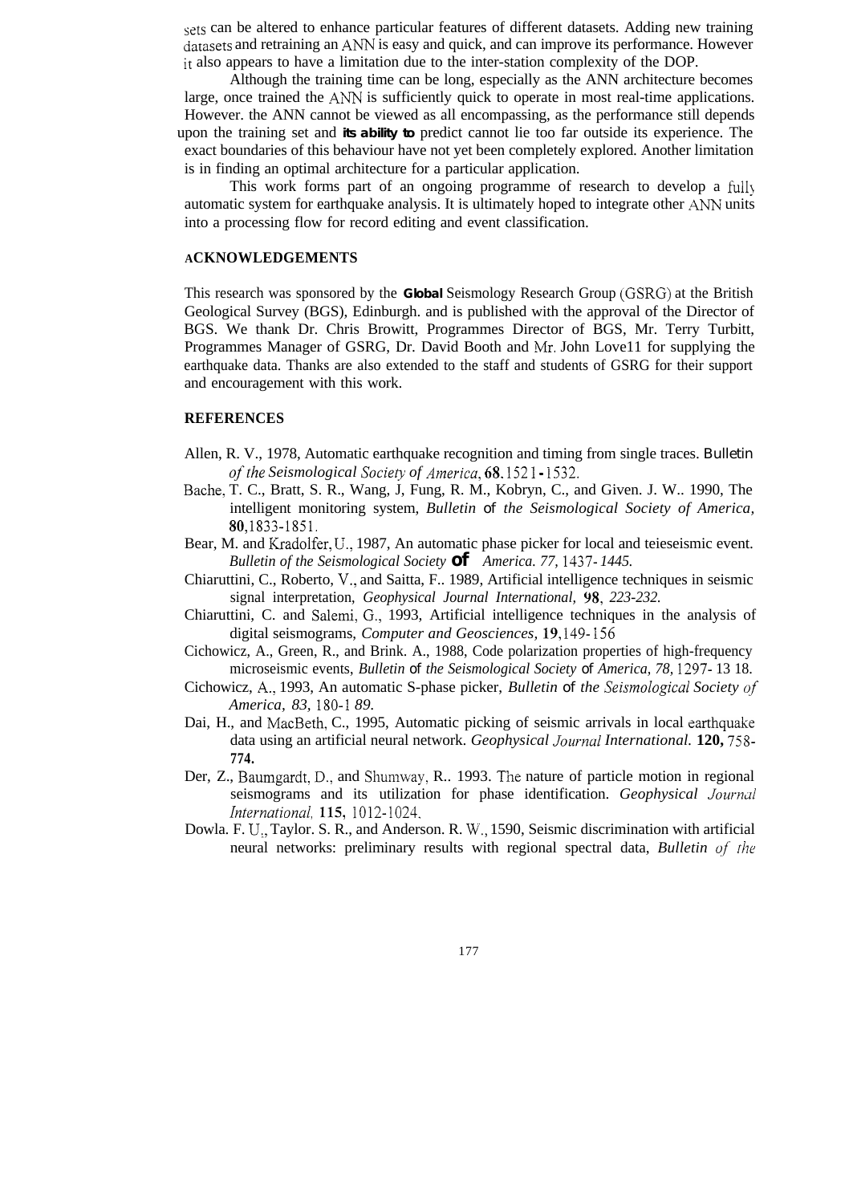sets can be altered to enhance particular features of different datasets. Adding new training datasets and retraining an ANN is easy and quick, and can improve its performance. However it also appears to have a limitation due to the inter-station complexity of the DOP.

Although the training time can be long, especially as the ANN architecture becomes large, once trained the ANN is sufficiently quick to operate in most real-time applications. However. the ANN cannot be viewed as all encompassing, as the performance still depends upon the training set and its ability to predict cannot lie too far outside its experience. The exact boundaries of this behaviour have not yet been completely explored. Another limitation is in finding an optimal architecture for a particular application.

This work forms part of an ongoing programme of research to develop a fully automatic system for earthquake analysis. It is ultimately hoped to integrate other ANN units into a processing flow for record editing and event classification.

## ACKNOWLEDGEMENTS

This research was sponsored by the Global Seismology Research Group (GSRG) at the British Geological Survey (BGS), Edinburgh. and is published with the approval of the Director of BGS. We thank Dr. Chris Browitt, Programmes Director of BGS, Mr. Terry Turbitt, Programmes Manager of GSRG, Dr. David Booth and Mr. John Love11 for supplying the earthquake data. Thanks are also extended to the staff and students of GSRG for their support and encouragement with this work.

## REFERENCES

Allen, R. V., 1978, Automatic earthquake recognition and timing from single traces. *Bulletin of the Seismological Society of America*, **68**, 1521-1532.

Bache, T. C., Bratt, S. R., Wang, J, Fung, R. M., Kobryn, C., and Given. J. W.. 1990, The intelligent monitoring system, *Bulletin of the Seismological Society of America*, **80**, 1833-1851.

Bear, M. and Kradolfer, U., 1987, An automatic phase picker for local and teieseismic event. *Bulletin of the Seismological Society of America. 77*, 1437-1445.

Chiaruttini, C., Roberto, V., and Saitta, F.. 1989, Artificial intelligence techniques in seismic signal interpretation, *Geophysical Journal International*, **98**, 223-232.

Chiaruttini, C. and Salemi, G., 1993, Artificial intelligence techniques in the analysis of digital seismograms, *Computer and Geosciences*, **19**, 149-156

Cichowicz, A., Green, R., and Brink. A., 1988, Code polarization properties of high-frequency microseismic events, *Bulletin of the Seismological Society of America, 78*, 1297-13 18.

Cichowicz, A., 1993, An automatic S-phase picker, *Bulletin of the Seismological Society of America, 83*, 180-1 89.

Dai, H., and MacBeth, C., 1995, Automatic picking of seismic arrivals in local earthquake data using an artificial neural network. *Geophysical Journal International*. **120,** 758-774.

Der, Z., Baumgardt, D., and Shumway, R.. 1993. The nature of particle motion in regional seismograms and its utilization for phase identification. *Geophysical Journal International*, **115**, 1012-1024.

Dowla. F. U., Taylor. S. R., and Anderson. R. W., 1590, Seismic discrimination with artificial neural networks: preliminary results with regional spectral data, *Bulletin of the*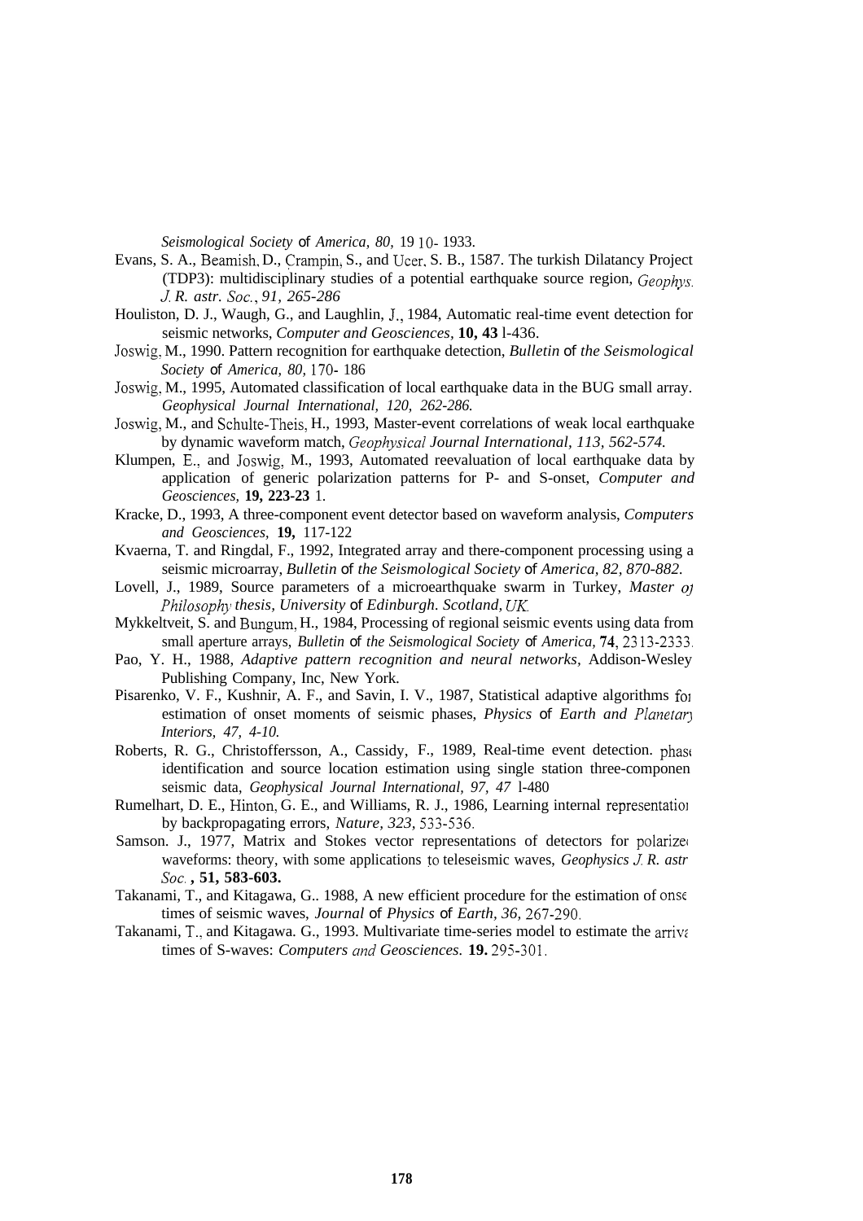*Seismological Society of America, 80*, 1910- 1933.

Evans, S. A., Beamish, D., Crampin, S., and Ucer, S. B., 1587. The turkish Dilatancy Project (TDP3): multidisciplinary studies of a potential earthquake source region, *Geophys. J. R. astr. Soc., 91, 265-286*

Houliston, D. J., Waugh, G., and Laughlin, J., 1984, Automatic real-time event detection for seismic networks, *Computer and Geosciences*, **10, 43** l-436.

Joswig, M., 1990. Pattern recognition for earthquake detection, *Bulletin of the Seismological Society of America, 80,* 170- 186

Joswig, M., 1995, Automated classification of local earthquake data in the BUG small array. *Geophysical Journal International, 120, 262-286.*

Joswig, M., and Schulte-Theis, H., 1993, Master-event correlations of weak local earthquake by dynamic waveform match, *Geophysical Journal International, 113, 562-574.*

Klumpen, E., and Joswig, M., 1993, Automated reevaluation of local earthquake data by application of generic polarization patterns for P- and S-onset, *Computer and Geosciences*, **19, 223-23** 1.

Kracke, D., 1993, A three-component event detector based on waveform analysis, *Computers and Geosciences*, **19,** 117-122

Kvaerna, T. and Ringdal, F., 1992, Integrated array and there-component processing using a seismic microarray, *Bulletin of the Seismological Society of America, 82, 870-882.*

Lovell, J., 1989, Source parameters of a microearthquake swarm in Turkey, *Master of Philosophy thesis, University of Edinburgh. Scotland, UK.*

Mykkeltveit, S. and Bungum, H., 1984, Processing of regional seismic events using data from small aperture arrays, *Bulletin of the Seismological Society of America,* **74**, 2313-2333.

Pao, Y. H., 1988, *Adaptive pattern recognition and neural networks,* Addison-Wesley Publishing Company, Inc, New York.

Pisarenko, V. F., Kushnir, A. F., and Savin, I. V., 1987, Statistical adaptive algorithms for estimation of onset moments of seismic phases, *Physics of Earth and Planetary Interiors, 47, 4-10.*

Roberts, R. G., Christoffersson, A., Cassidy, F., 1989, Real-time event detection. phase identification and source location estimation using single station three-component seismic data, *Geophysical Journal International, 97, 47* l-480

Rumelhart, D. E., Hinton, G. E., and Williams, R. J., 1986, Learning internal representation by backpropagating errors, *Nature, 323*, 533-536.

Samson. J., 1977, Matrix and Stokes vector representations of detectors for polarized waveforms: theory, with some applications to teleseismic waves, *Geophysics J. R. astr Soc.* **, 51, 583-603.**

Takanami, T., and Kitagawa, G.. 1988, A new efficient procedure for the estimation of onset times of seismic waves, *Journal of Physics of Earth, 36,* 267-290.

Takanami, T., and Kitagawa. G., 1993. Multivariate time-series model to estimate the arrival times of S-waves: *Computers and Geosciences.* **19.** 295-301.